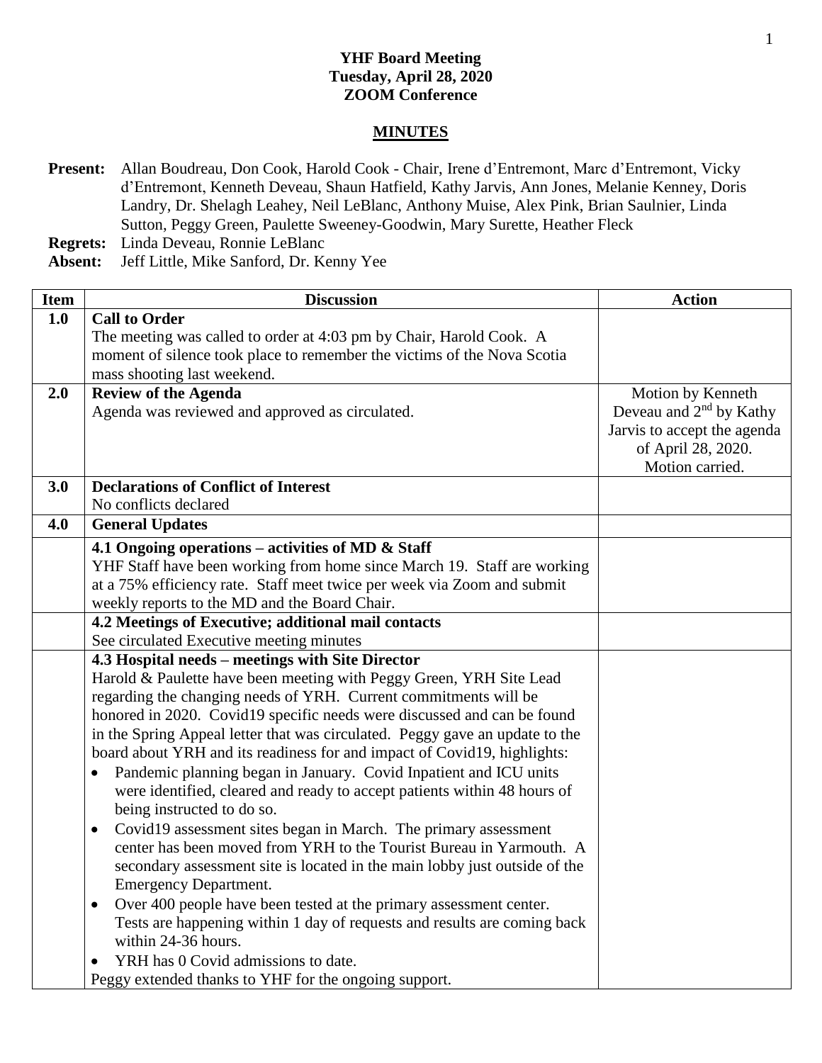**YHF Board Meeting**
**Tuesday, April 28, 2020**
**ZOOM Conference**

## MINUTES

**Present:** Allan Boudreau, Don Cook, Harold Cook - Chair, Irene d'Entremont, Marc d'Entremont, Vicky d'Entremont, Kenneth Deveau, Shaun Hatfield, Kathy Jarvis, Ann Jones, Melanie Kenney, Doris Landry, Dr. Shelagh Leahey, Neil LeBlanc, Anthony Muise, Alex Pink, Brian Saulnier, Linda Sutton, Peggy Green, Paulette Sweeney-Goodwin, Mary Surette, Heather Fleck
**Regrets:** Linda Deveau, Ronnie LeBlanc
**Absent:** Jeff Little, Mike Sanford, Dr. Kenny Yee

| Item | Discussion | Action |
|---|---|---|
| 1.0 | **Call to Order**<br>The meeting was called to order at 4:03 pm by Chair, Harold Cook. A moment of silence took place to remember the victims of the Nova Scotia mass shooting last weekend. | |
| 2.0 | **Review of the Agenda**<br>Agenda was reviewed and approved as circulated. | Motion by Kenneth Deveau and 2nd by Kathy Jarvis to accept the agenda of April 28, 2020. Motion carried. |
| 3.0 | **Declarations of Conflict of Interest**<br>No conflicts declared | |
| 4.0 | **General Updates** | |
| | **4.1 Ongoing operations – activities of MD & Staff**<br>YHF Staff have been working from home since March 19. Staff are working at a 75% efficiency rate. Staff meet twice per week via Zoom and submit weekly reports to the MD and the Board Chair. | |
| | **4.2 Meetings of Executive; additional mail contacts**<br>See circulated Executive meeting minutes | |
| | **4.3 Hospital needs – meetings with Site Director**<br>Harold & Paulette have been meeting with Peggy Green, YRH Site Lead regarding the changing needs of YRH. Current commitments will be honored in 2020. Covid19 specific needs were discussed and can be found in the Spring Appeal letter that was circulated. Peggy gave an update to the board about YRH and its readiness for and impact of Covid19, highlights:<br>• Pandemic planning began in January. Covid Inpatient and ICU units were identified, cleared and ready to accept patients within 48 hours of being instructed to do so.<br>• Covid19 assessment sites began in March. The primary assessment center has been moved from YRH to the Tourist Bureau in Yarmouth. A secondary assessment site is located in the main lobby just outside of the Emergency Department.<br>• Over 400 people have been tested at the primary assessment center. Tests are happening within 1 day of requests and results are coming back within 24-36 hours.<br>• YRH has 0 Covid admissions to date.<br>Peggy extended thanks to YHF for the ongoing support. | |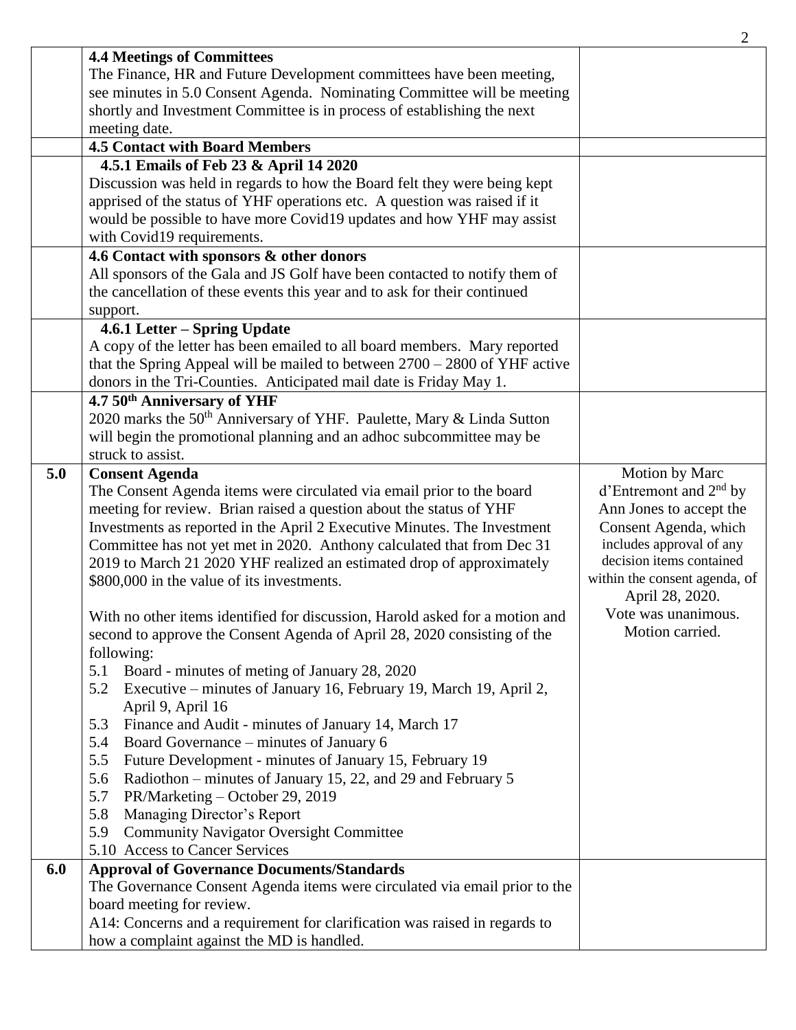| | | |
|---|---|---|
| | **4.4 Meetings of Committees**<br>The Finance, HR and Future Development committees have been meeting, see minutes in 5.0 Consent Agenda. Nominating Committee will be meeting shortly and Investment Committee is in process of establishing the next meeting date. | |
| | **4.5 Contact with Board Members** | |
| | **4.5.1 Emails of Feb 23 & April 14 2020**<br>Discussion was held in regards to how the Board felt they were being kept apprised of the status of YHF operations etc. A question was raised if it would be possible to have more Covid19 updates and how YHF may assist with Covid19 requirements. | |
| | **4.6 Contact with sponsors & other donors**<br>All sponsors of the Gala and JS Golf have been contacted to notify them of the cancellation of these events this year and to ask for their continued support. | |
| | **4.6.1 Letter – Spring Update**<br>A copy of the letter has been emailed to all board members. Mary reported that the Spring Appeal will be mailed to between 2700 – 2800 of YHF active donors in the Tri-Counties. Anticipated mail date is Friday May 1. | |
| | **4.7 50th Anniversary of YHF**<br>2020 marks the 50th Anniversary of YHF. Paulette, Mary & Linda Sutton will begin the promotional planning and an adhoc subcommittee may be struck to assist. | |
| **5.0** | **Consent Agenda**<br>The Consent Agenda items were circulated via email prior to the board meeting for review. Brian raised a question about the status of YHF Investments as reported in the April 2 Executive Minutes. The Investment Committee has not yet met in 2020. Anthony calculated that from Dec 31 2019 to March 21 2020 YHF realized an estimated drop of approximately $800,000 in the value of its investments.<br><br>With no other items identified for discussion, Harold asked for a motion and second to approve the Consent Agenda of April 28, 2020 consisting of the following:<br>5.1 Board - minutes of meting of January 28, 2020<br>5.2 Executive – minutes of January 16, February 19, March 19, April 2, April 9, April 16<br>5.3 Finance and Audit - minutes of January 14, March 17<br>5.4 Board Governance – minutes of January 6<br>5.5 Future Development - minutes of January 15, February 19<br>5.6 Radiothon – minutes of January 15, 22, and 29 and February 5<br>5.7 PR/Marketing – October 29, 2019<br>5.8 Managing Director's Report<br>5.9 Community Navigator Oversight Committee<br>5.10 Access to Cancer Services | Motion by Marc d'Entremont and 2nd by Ann Jones to accept the Consent Agenda, which includes approval of any decision items contained within the consent agenda, of April 28, 2020.<br>Vote was unanimous.<br>Motion carried. |
| **6.0** | **Approval of Governance Documents/Standards**<br>The Governance Consent Agenda items were circulated via email prior to the board meeting for review.<br>A14: Concerns and a requirement for clarification was raised in regards to how a complaint against the MD is handled. | |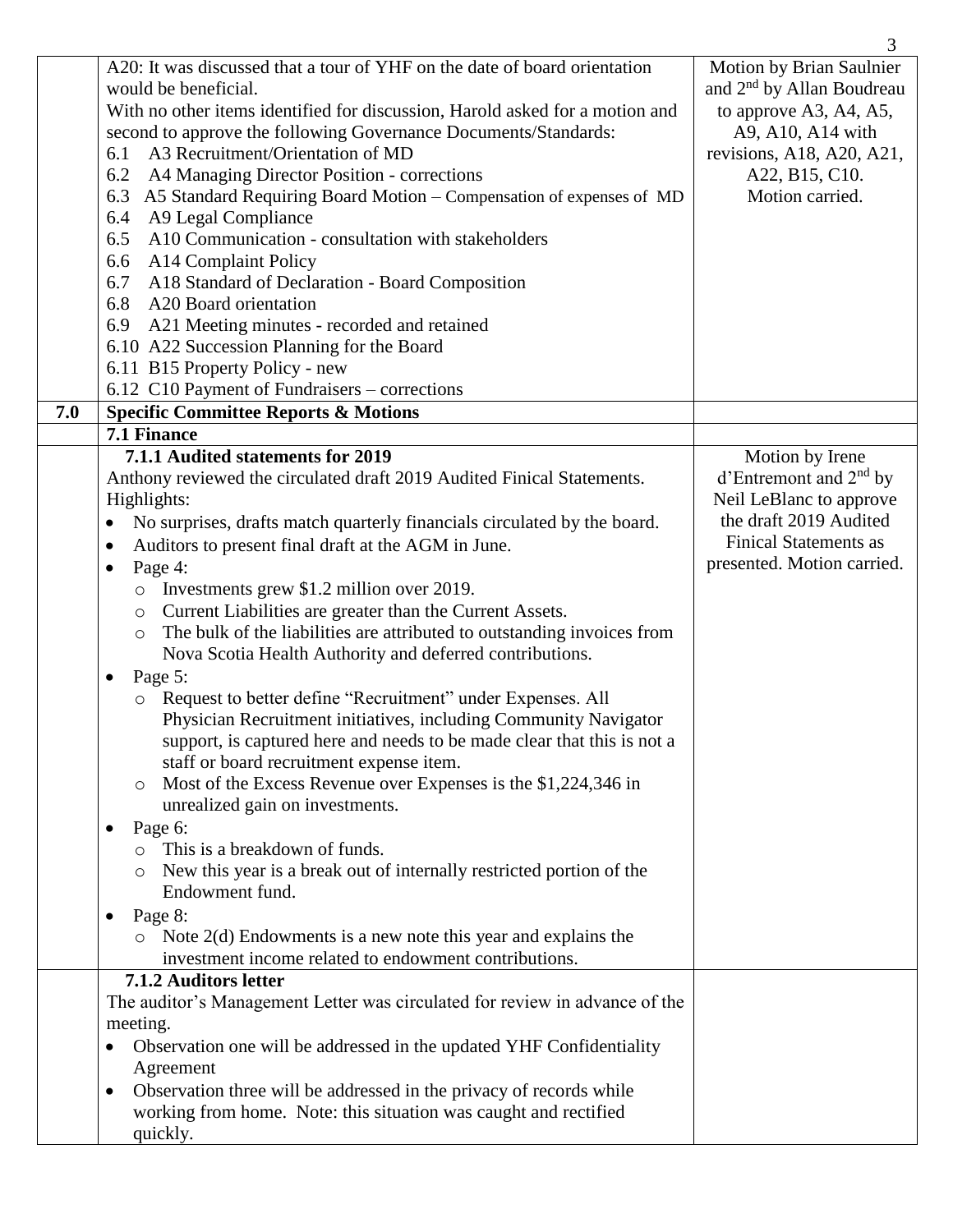| | | |
|---|---|---|
| | A20: It was discussed that a tour of YHF on the date of board orientation would be beneficial.<br>With no other items identified for discussion, Harold asked for a motion and second to approve the following Governance Documents/Standards:<br>6.1 A3 Recruitment/Orientation of MD<br>6.2 A4 Managing Director Position - corrections<br>6.3 A5 Standard Requiring Board Motion – Compensation of expenses of MD<br>6.4 A9 Legal Compliance<br>6.5 A10 Communication - consultation with stakeholders<br>6.6 A14 Complaint Policy<br>6.7 A18 Standard of Declaration - Board Composition<br>6.8 A20 Board orientation<br>6.9 A21 Meeting minutes - recorded and retained<br>6.10 A22 Succession Planning for the Board<br>6.11 B15 Property Policy - new<br>6.12 C10 Payment of Fundraisers – corrections | Motion by Brian Saulnier and 2nd by Allan Boudreau to approve A3, A4, A5, A9, A10, A14 with revisions, A18, A20, A21, A22, B15, C10.<br>Motion carried. |
| **7.0** | **Specific Committee Reports & Motions** | |
| | **7.1 Finance** | |
| | **7.1.1 Audited statements for 2019**<br>Anthony reviewed the circulated draft 2019 Audited Finical Statements.<br>Highlights:<br>• No surprises, drafts match quarterly financials circulated by the board.<br>• Auditors to present final draft at the AGM in June.<br>• Page 4:<br>&nbsp;&nbsp;○ Investments grew \$1.2 million over 2019.<br>&nbsp;&nbsp;○ Current Liabilities are greater than the Current Assets.<br>&nbsp;&nbsp;○ The bulk of the liabilities are attributed to outstanding invoices from Nova Scotia Health Authority and deferred contributions.<br>• Page 5:<br>&nbsp;&nbsp;○ Request to better define "Recruitment" under Expenses. All Physician Recruitment initiatives, including Community Navigator support, is captured here and needs to be made clear that this is not a staff or board recruitment expense item.<br>&nbsp;&nbsp;○ Most of the Excess Revenue over Expenses is the \$1,224,346 in unrealized gain on investments.<br>• Page 6:<br>&nbsp;&nbsp;○ This is a breakdown of funds.<br>&nbsp;&nbsp;○ New this year is a break out of internally restricted portion of the Endowment fund.<br>• Page 8:<br>&nbsp;&nbsp;○ Note 2(d) Endowments is a new note this year and explains the investment income related to endowment contributions. | Motion by Irene d'Entremont and 2nd by Neil LeBlanc to approve the draft 2019 Audited Finical Statements as presented. Motion carried. |
| | **7.1.2 Auditors letter**<br>The auditor's Management Letter was circulated for review in advance of the meeting.<br>• Observation one will be addressed in the updated YHF Confidentiality Agreement<br>• Observation three will be addressed in the privacy of records while working from home. Note: this situation was caught and rectified quickly. | |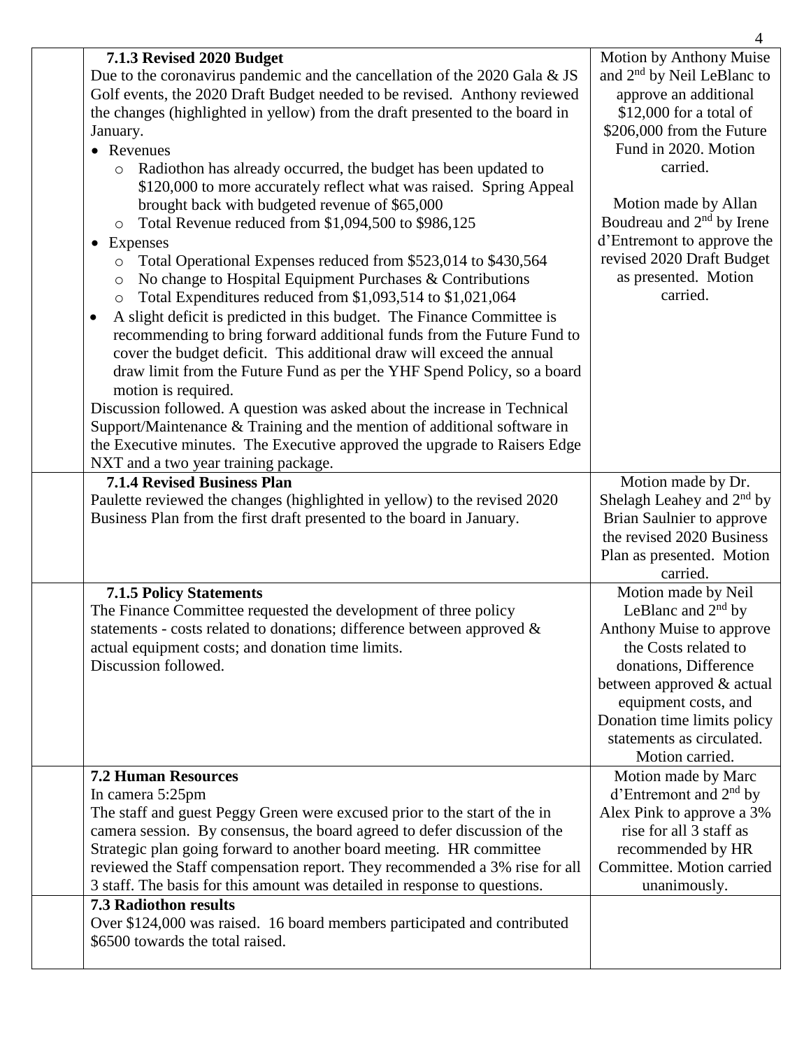| | Discussion | Action |
|---|---|---|
| | **7.1.3 Revised 2020 Budget**<br>Due to the coronavirus pandemic and the cancellation of the 2020 Gala & JS Golf events, the 2020 Draft Budget needed to be revised. Anthony reviewed the changes (highlighted in yellow) from the draft presented to the board in January.<br>• Revenues<br>  ○ Radiothon has already occurred, the budget has been updated to $120,000 to more accurately reflect what was raised. Spring Appeal brought back with budgeted revenue of $65,000<br>  ○ Total Revenue reduced from $1,094,500 to $986,125<br>• Expenses<br>  ○ Total Operational Expenses reduced from $523,014 to $430,564<br>  ○ No change to Hospital Equipment Purchases & Contributions<br>  ○ Total Expenditures reduced from $1,093,514 to $1,021,064<br>• A slight deficit is predicted in this budget. The Finance Committee is recommending to bring forward additional funds from the Future Fund to cover the budget deficit. This additional draw will exceed the annual draw limit from the Future Fund as per the YHF Spend Policy, so a board motion is required.<br>Discussion followed. A question was asked about the increase in Technical Support/Maintenance & Training and the mention of additional software in the Executive minutes. The Executive approved the upgrade to Raisers Edge NXT and a two year training package. | Motion by Anthony Muise and 2nd by Neil LeBlanc to approve an additional $12,000 for a total of $206,000 from the Future Fund in 2020. Motion carried.<br><br>Motion made by Allan Boudreau and 2nd by Irene d'Entremont to approve the revised 2020 Draft Budget as presented. Motion carried. |
| | **7.1.4 Revised Business Plan**<br>Paulette reviewed the changes (highlighted in yellow) to the revised 2020 Business Plan from the first draft presented to the board in January. | Motion made by Dr. Shelagh Leahey and 2nd by Brian Saulnier to approve the revised 2020 Business Plan as presented. Motion carried. |
| | **7.1.5 Policy Statements**<br>The Finance Committee requested the development of three policy statements - costs related to donations; difference between approved & actual equipment costs; and donation time limits.<br>Discussion followed. | Motion made by Neil LeBlanc and 2nd by Anthony Muise to approve the Costs related to donations, Difference between approved & actual equipment costs, and Donation time limits policy statements as circulated. Motion carried. |
| | **7.2 Human Resources**<br>In camera 5:25pm<br>The staff and guest Peggy Green were excused prior to the start of the in camera session. By consensus, the board agreed to defer discussion of the Strategic plan going forward to another board meeting. HR committee reviewed the Staff compensation report. They recommended a 3% rise for all 3 staff. The basis for this amount was detailed in response to questions. | Motion made by Marc d'Entremont and 2nd by Alex Pink to approve a 3% rise for all 3 staff as recommended by HR Committee. Motion carried unanimously. |
| | **7.3 Radiothon results**<br>Over $124,000 was raised. 16 board members participated and contributed $6500 towards the total raised. | |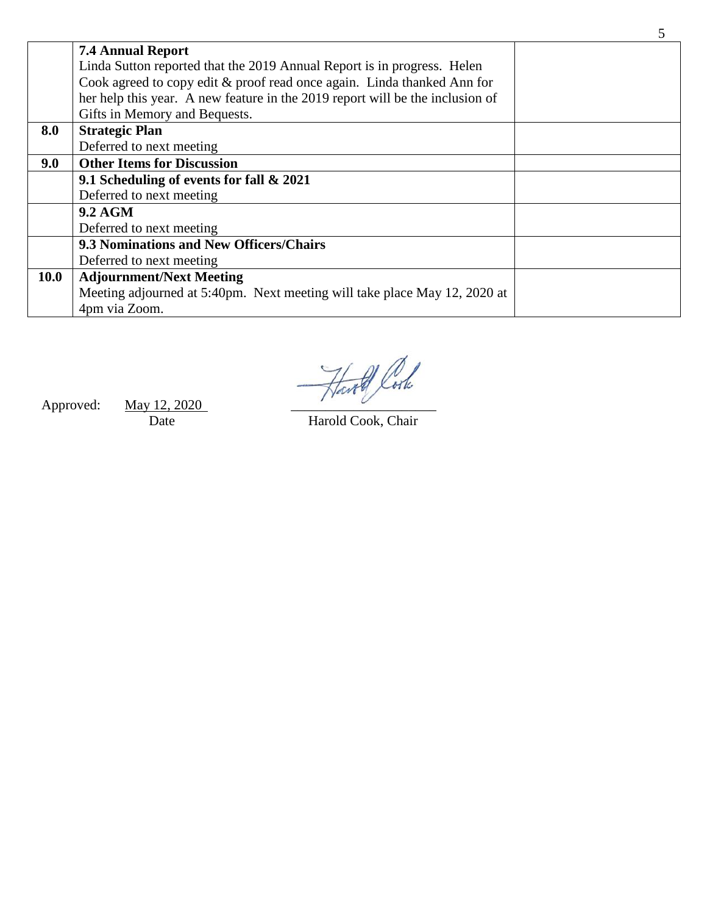| | | |
|---|---|---|
| | **7.4 Annual Report**<br>Linda Sutton reported that the 2019 Annual Report is in progress. Helen Cook agreed to copy edit & proof read once again. Linda thanked Ann for her help this year. A new feature in the 2019 report will be the inclusion of Gifts in Memory and Bequests. | |
| **8.0** | **Strategic Plan**<br>Deferred to next meeting | |
| **9.0** | **Other Items for Discussion** | |
| | **9.1 Scheduling of events for fall & 2021**<br>Deferred to next meeting | |
| | **9.2 AGM**<br>Deferred to next meeting | |
| | **9.3 Nominations and New Officers/Chairs**<br>Deferred to next meeting | |
| **10.0** | **Adjournment/Next Meeting**<br>Meeting adjourned at 5:40pm. Next meeting will take place May 12, 2020 at 4pm via Zoom. | |

Approved: May 12, 2020
Date

Harold Cook
Harold Cook, Chair